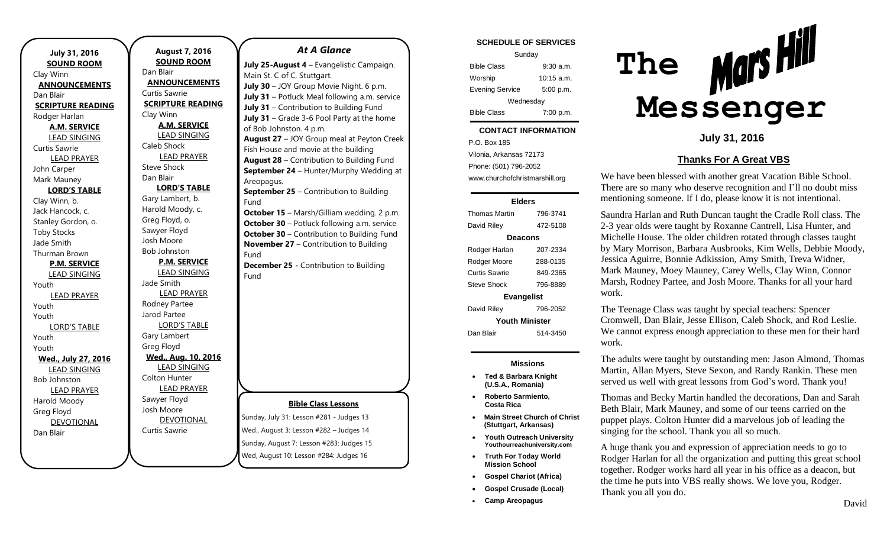**July 31, 2016**

**SOUND ROOM**
Clay Winn

**ANNOUNCEMENTS**
Dan Blair

**SCRIPTURE READING**
Rodger Harlan

**A.M. SERVICE**

LEAD SINGING
Curtis Sawrie

LEAD PRAYER
John Carper
Mark Mauney

**LORD'S TABLE**
Clay Winn, b.
Jack Hancock, c.
Stanley Gordon, o.
Toby Stocks
Jade Smith
Thurman Brown

**P.M. SERVICE**

LEAD SINGING
Youth

LEAD PRAYER
Youth
Youth

LORD'S TABLE
Youth
Youth

**Wed., July 27, 2016**

LEAD SINGING
Bob Johnston

LEAD PRAYER
Harold Moody
Greg Floyd

DEVOTIONAL
Dan Blair

**August 7, 2016**

**SOUND ROOM**
Dan Blair

**ANNOUNCEMENTS**
Curtis Sawrie

**SCRIPTURE READING**
Clay Winn

**A.M. SERVICE**

LEAD SINGING
Caleb Shock

LEAD PRAYER
Steve Shock
Dan Blair

**LORD'S TABLE**
Gary Lambert, b.
Harold Moody, c.
Greg Floyd, o.
Sawyer Floyd
Josh Moore
Bob Johnston

**P.M. SERVICE**

LEAD SINGING
Jade Smith

LEAD PRAYER
Rodney Partee
Jarod Partee

LORD'S TABLE
Gary Lambert
Greg Floyd

**Wed., Aug. 10, 2016**

LEAD SINGING
Colton Hunter

LEAD PRAYER
Sawyer Floyd
Josh Moore

DEVOTIONAL
Curtis Sawrie

## *At A Glance*

**July 25-August 4** – Evangelistic Campaign. Main St. C of C, Stuttgart.
**July 30** – JOY Group Movie Night. 6 p.m.
**July 31** – Potluck Meal following a.m. service
**July 31** – Contribution to Building Fund
**July 31** – Grade 3-6 Pool Party at the home of Bob Johnston. 4 p.m.
**August 27** – JOY Group meal at Peyton Creek Fish House and movie at the building
**August 28** – Contribution to Building Fund
**September 24** – Hunter/Murphy Wedding at Areopagus.
**September 25** – Contribution to Building Fund
**October 15** – Marsh/Gilliam wedding. 2 p.m.
**October 30** – Potluck following a.m. service
**October 30** – Contribution to Building Fund
**November 27** – Contribution to Building Fund
**December 25 -** Contribution to Building Fund

**Bible Class Lessons**

Sunday, July 31: Lesson #281 - Judges 13
Wed., August 3: Lesson #282 – Judges 14
Sunday, August 7: Lesson #283: Judges 15
Wed, August 10: Lesson #284: Judges 16

**SCHEDULE OF SERVICES**

| Sunday | |
|---|---|
| Bible Class | 9:30 a.m. |
| Worship | 10:15 a.m. |
| Evening Service | 5:00 p.m. |
| Wednesday | |
| Bible Class | 7:00 p.m. |

**CONTACT INFORMATION**

P.O. Box 185
Vilonia, Arkansas 72173
Phone: (501) 796-2052
www.churchofchristmarshill.org

**Elders**

| | |
|---|---|
| Thomas Martin | 796-3741 |
| David Riley | 472-5108 |
| **Deacons** | |
| Rodger Harlan | 207-2334 |
| Rodger Moore | 288-0135 |
| Curtis Sawrie | 849-2365 |
| Steve Shock | 796-8889 |
| **Evangelist** | |
| David Riley | 796-2052 |
| **Youth Minister** | |
| Dan Blair | 514-3450 |

**Missions**

- **Ted & Barbara Knight (U.S.A., Romania)**
- **Roberto Sarmiento, Costa Rica**
- **Main Street Church of Christ (Stuttgart, Arkansas)**
- **Youth Outreach University Youthourreachuniversity.com**
- **Truth For Today World Mission School**
- **Gospel Chariot (Africa)**
- **Gospel Crusade (Local)**
- **Camp Areopagus**

# The Mars Hill Messenger

**July 31, 2016**

## Thanks For A Great VBS

We have been blessed with another great Vacation Bible School. There are so many who deserve recognition and I'll no doubt miss mentioning someone. If I do, please know it is not intentional.

Saundra Harlan and Ruth Duncan taught the Cradle Roll class. The 2-3 year olds were taught by Roxanne Cantrell, Lisa Hunter, and Michelle House. The older children rotated through classes taught by Mary Morrison, Barbara Ausbrooks, Kim Wells, Debbie Moody, Jessica Aguirre, Bonnie Adkission, Amy Smith, Treva Widner, Mark Mauney, Moey Mauney, Carey Wells, Clay Winn, Connor Marsh, Rodney Partee, and Josh Moore. Thanks for all your hard work.

The Teenage Class was taught by special teachers: Spencer Cromwell, Dan Blair, Jesse Ellison, Caleb Shock, and Rod Leslie. We cannot express enough appreciation to these men for their hard work.

The adults were taught by outstanding men: Jason Almond, Thomas Martin, Allan Myers, Steve Sexon, and Randy Rankin. These men served us well with great lessons from God's word. Thank you!

Thomas and Becky Martin handled the decorations, Dan and Sarah Beth Blair, Mark Mauney, and some of our teens carried on the puppet plays. Colton Hunter did a marvelous job of leading the singing for the school. Thank you all so much.

A huge thank you and expression of appreciation needs to go to Rodger Harlan for all the organization and putting this great school together. Rodger works hard all year in his office as a deacon, but the time he puts into VBS really shows. We love you, Rodger. Thank you all you do.

David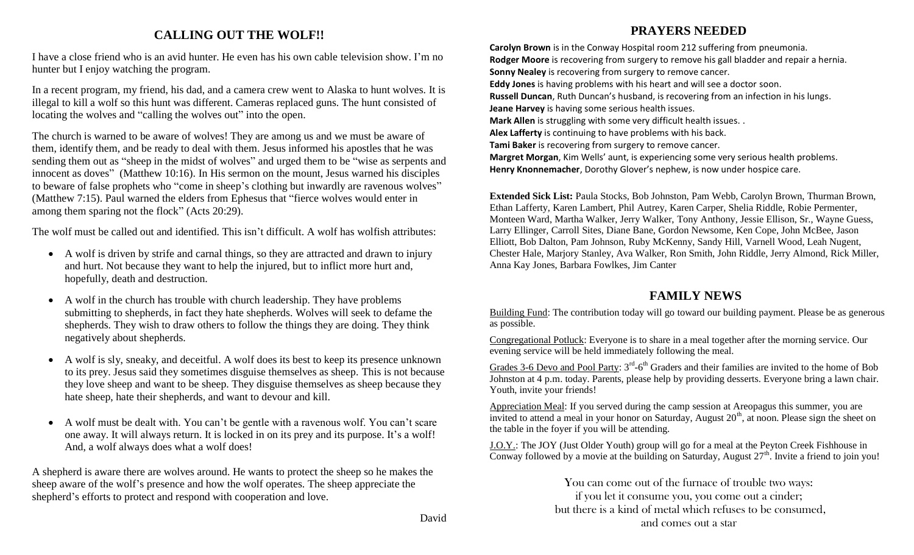## CALLING OUT THE WOLF!!

I have a close friend who is an avid hunter. He even has his own cable television show. I'm no hunter but I enjoy watching the program.

In a recent program, my friend, his dad, and a camera crew went to Alaska to hunt wolves. It is illegal to kill a wolf so this hunt was different. Cameras replaced guns. The hunt consisted of locating the wolves and "calling the wolves out" into the open.

The church is warned to be aware of wolves! They are among us and we must be aware of them, identify them, and be ready to deal with them. Jesus informed his apostles that he was sending them out as "sheep in the midst of wolves" and urged them to be "wise as serpents and innocent as doves" (Matthew 10:16). In His sermon on the mount, Jesus warned his disciples to beware of false prophets who "come in sheep's clothing but inwardly are ravenous wolves" (Matthew 7:15). Paul warned the elders from Ephesus that "fierce wolves would enter in among them sparing not the flock" (Acts 20:29).

The wolf must be called out and identified. This isn't difficult. A wolf has wolfish attributes:

- A wolf is driven by strife and carnal things, so they are attracted and drawn to injury and hurt. Not because they want to help the injured, but to inflict more hurt and, hopefully, death and destruction.
- A wolf in the church has trouble with church leadership. They have problems submitting to shepherds, in fact they hate shepherds. Wolves will seek to defame the shepherds. They wish to draw others to follow the things they are doing. They think negatively about shepherds.
- A wolf is sly, sneaky, and deceitful. A wolf does its best to keep its presence unknown to its prey. Jesus said they sometimes disguise themselves as sheep. This is not because they love sheep and want to be sheep. They disguise themselves as sheep because they hate sheep, hate their shepherds, and want to devour and kill.
- A wolf must be dealt with. You can't be gentle with a ravenous wolf. You can't scare one away. It will always return. It is locked in on its prey and its purpose. It's a wolf! And, a wolf always does what a wolf does!

A shepherd is aware there are wolves around. He wants to protect the sheep so he makes the sheep aware of the wolf's presence and how the wolf operates. The sheep appreciate the shepherd's efforts to protect and respond with cooperation and love.

David

## PRAYERS NEEDED

**Carolyn Brown** is in the Conway Hospital room 212 suffering from pneumonia.
**Rodger Moore** is recovering from surgery to remove his gall bladder and repair a hernia.
**Sonny Nealey** is recovering from surgery to remove cancer.
**Eddy Jones** is having problems with his heart and will see a doctor soon.
**Russell Duncan**, Ruth Duncan's husband, is recovering from an infection in his lungs.
**Jeane Harvey** is having some serious health issues.
**Mark Allen** is struggling with some very difficult health issues. .
**Alex Lafferty** is continuing to have problems with his back.
**Tami Baker** is recovering from surgery to remove cancer.
**Margret Morgan**, Kim Wells' aunt, is experiencing some very serious health problems.
**Henry Knonnemacher**, Dorothy Glover's nephew, is now under hospice care.

**Extended Sick List:** Paula Stocks, Bob Johnston, Pam Webb, Carolyn Brown, Thurman Brown, Ethan Lafferty, Karen Lambert, Phil Autrey, Karen Carper, Shelia Riddle, Robie Permenter, Monteen Ward, Martha Walker, Jerry Walker, Tony Anthony, Jessie Ellison, Sr., Wayne Guess, Larry Ellinger, Carroll Sites, Diane Bane, Gordon Newsome, Ken Cope, John McBee, Jason Elliott, Bob Dalton, Pam Johnson, Ruby McKenny, Sandy Hill, Varnell Wood, Leah Nugent, Chester Hale, Marjory Stanley, Ava Walker, Ron Smith, John Riddle, Jerry Almond, Rick Miller, Anna Kay Jones, Barbara Fowlkes, Jim Canter

## FAMILY NEWS

Building Fund: The contribution today will go toward our building payment. Please be as generous as possible.

Congregational Potluck: Everyone is to share in a meal together after the morning service. Our evening service will be held immediately following the meal.

Grades 3-6 Devo and Pool Party: 3rd-6th Graders and their families are invited to the home of Bob Johnston at 4 p.m. today. Parents, please help by providing desserts. Everyone bring a lawn chair. Youth, invite your friends!

Appreciation Meal: If you served during the camp session at Areopagus this summer, you are invited to attend a meal in your honor on Saturday, August 20th, at noon. Please sign the sheet on the table in the foyer if you will be attending.

J.O.Y.: The JOY (Just Older Youth) group will go for a meal at the Peyton Creek Fishhouse in Conway followed by a movie at the building on Saturday, August 27th. Invite a friend to join you!

You can come out of the furnace of trouble two ways:
if you let it consume you, you come out a cinder;
but there is a kind of metal which refuses to be consumed,
and comes out a star